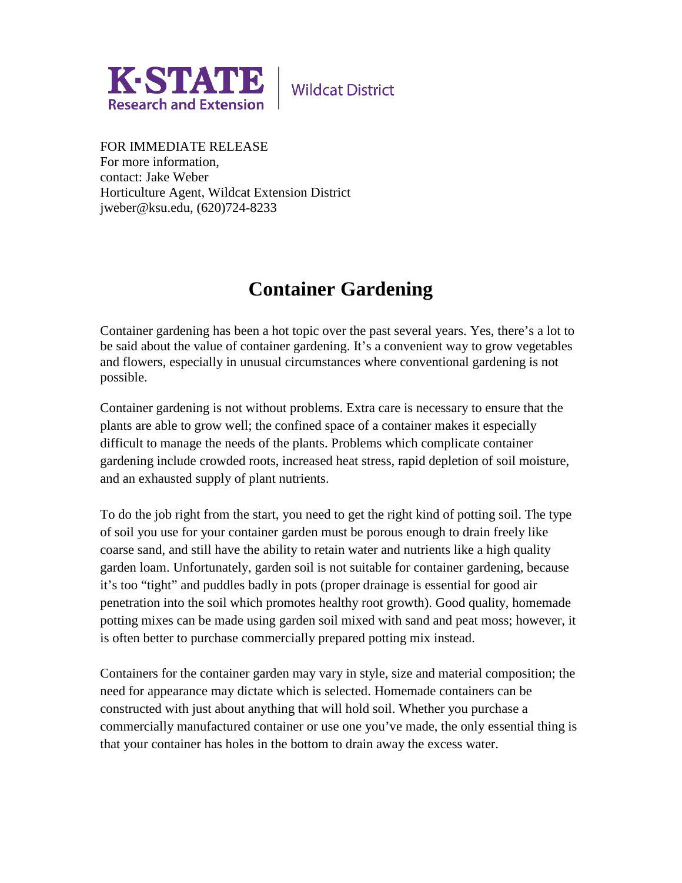K·STATE Research and Extension | Wildcat District

FOR IMMEDIATE RELEASE
For more information,
contact: Jake Weber
Horticulture Agent, Wildcat Extension District
jweber@ksu.edu, (620)724-8233

# Container Gardening

Container gardening has been a hot topic over the past several years. Yes, there's a lot to be said about the value of container gardening. It's a convenient way to grow vegetables and flowers, especially in unusual circumstances where conventional gardening is not possible.

Container gardening is not without problems. Extra care is necessary to ensure that the plants are able to grow well; the confined space of a container makes it especially difficult to manage the needs of the plants. Problems which complicate container gardening include crowded roots, increased heat stress, rapid depletion of soil moisture, and an exhausted supply of plant nutrients.

To do the job right from the start, you need to get the right kind of potting soil. The type of soil you use for your container garden must be porous enough to drain freely like coarse sand, and still have the ability to retain water and nutrients like a high quality garden loam. Unfortunately, garden soil is not suitable for container gardening, because it's too "tight" and puddles badly in pots (proper drainage is essential for good air penetration into the soil which promotes healthy root growth). Good quality, homemade potting mixes can be made using garden soil mixed with sand and peat moss; however, it is often better to purchase commercially prepared potting mix instead.

Containers for the container garden may vary in style, size and material composition; the need for appearance may dictate which is selected. Homemade containers can be constructed with just about anything that will hold soil. Whether you purchase a commercially manufactured container or use one you've made, the only essential thing is that your container has holes in the bottom to drain away the excess water.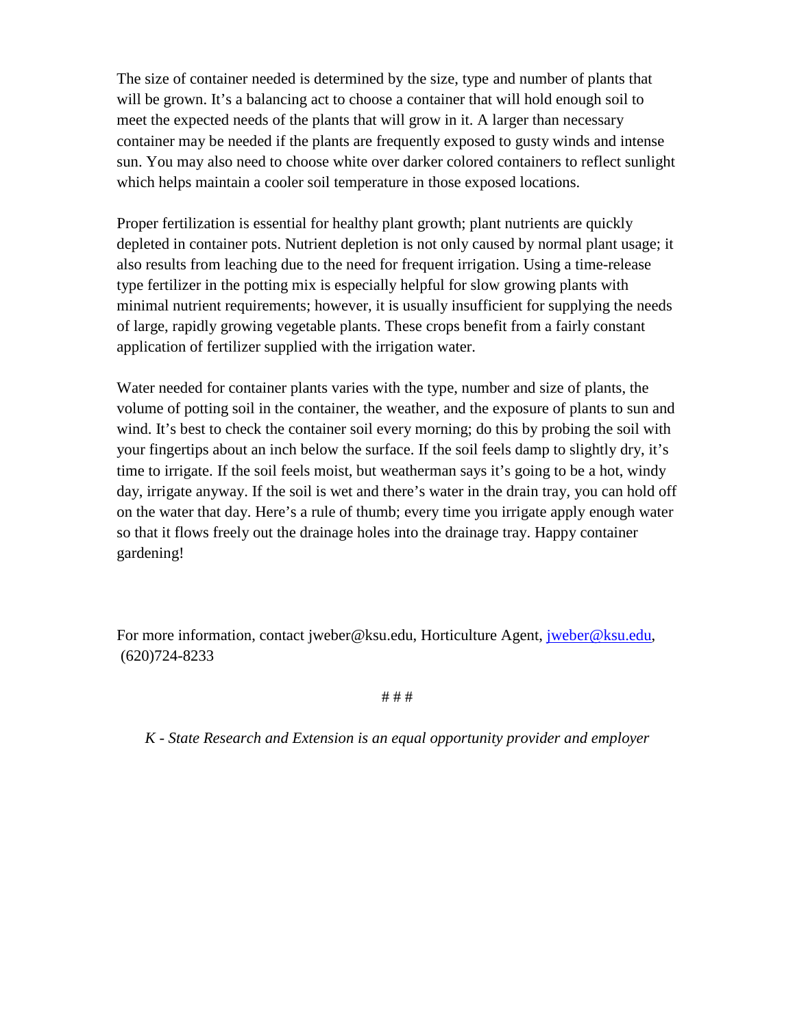The size of container needed is determined by the size, type and number of plants that will be grown. It's a balancing act to choose a container that will hold enough soil to meet the expected needs of the plants that will grow in it. A larger than necessary container may be needed if the plants are frequently exposed to gusty winds and intense sun. You may also need to choose white over darker colored containers to reflect sunlight which helps maintain a cooler soil temperature in those exposed locations.

Proper fertilization is essential for healthy plant growth; plant nutrients are quickly depleted in container pots. Nutrient depletion is not only caused by normal plant usage; it also results from leaching due to the need for frequent irrigation. Using a time-release type fertilizer in the potting mix is especially helpful for slow growing plants with minimal nutrient requirements; however, it is usually insufficient for supplying the needs of large, rapidly growing vegetable plants. These crops benefit from a fairly constant application of fertilizer supplied with the irrigation water.

Water needed for container plants varies with the type, number and size of plants, the volume of potting soil in the container, the weather, and the exposure of plants to sun and wind. It's best to check the container soil every morning; do this by probing the soil with your fingertips about an inch below the surface. If the soil feels damp to slightly dry, it's time to irrigate. If the soil feels moist, but weatherman says it's going to be a hot, windy day, irrigate anyway. If the soil is wet and there's water in the drain tray, you can hold off on the water that day. Here's a rule of thumb; every time you irrigate apply enough water so that it flows freely out the drainage holes into the drainage tray. Happy container gardening!

For more information, contact jweber@ksu.edu, Horticulture Agent, [jweber@ksu.edu](mailto:jweber@ksu.edu), (620)724-8233

# # #

*K - State Research and Extension is an equal opportunity provider and employer*